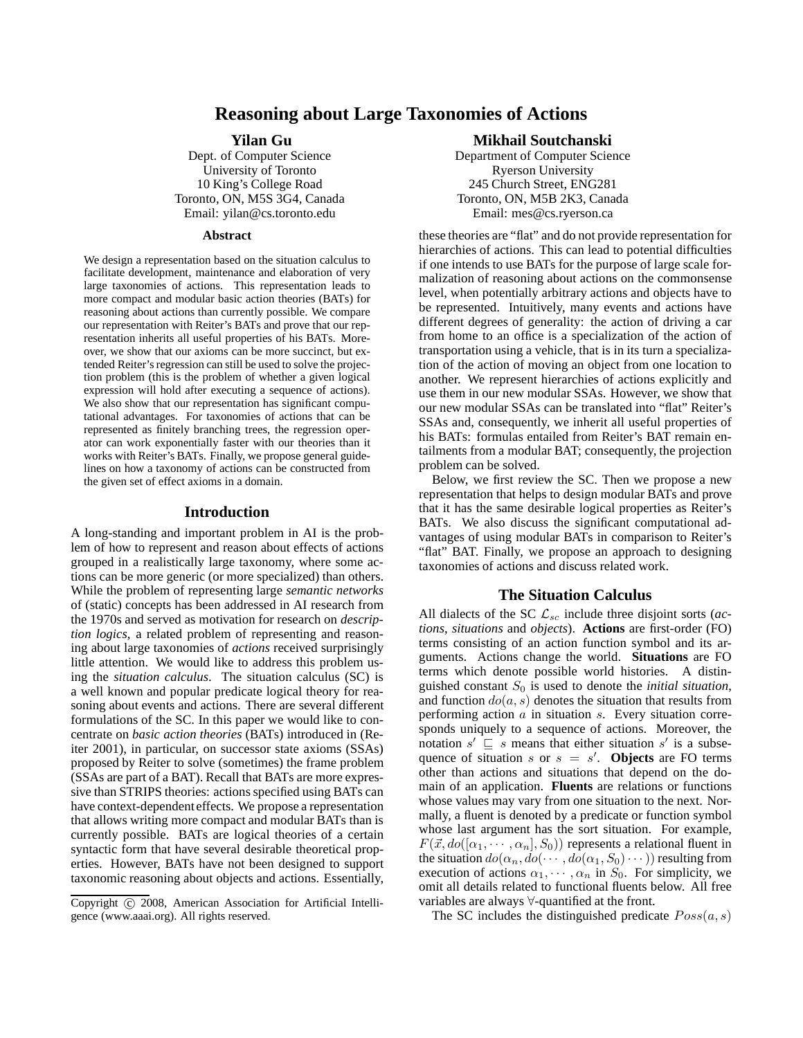# Reasoning about Large Taxonomies of Actions

**Yilan Gu**
Dept. of Computer Science
University of Toronto
10 King's College Road
Toronto, ON, M5S 3G4, Canada
Email: yilan@cs.toronto.edu

**Mikhail Soutchanski**
Department of Computer Science
Ryerson University
245 Church Street, ENG281
Toronto, ON, M5B 2K3, Canada
Email: mes@cs.ryerson.ca

## Abstract

We design a representation based on the situation calculus to facilitate development, maintenance and elaboration of very large taxonomies of actions. This representation leads to more compact and modular basic action theories (BATs) for reasoning about actions than currently possible. We compare our representation with Reiter's BATs and prove that our representation inherits all useful properties of his BATs. Moreover, we show that our axioms can be more succinct, but extended Reiter's regression can still be used to solve the projection problem (this is the problem of whether a given logical expression will hold after executing a sequence of actions). We also show that our representation has significant computational advantages. For taxonomies of actions that can be represented as finitely branching trees, the regression operator can work exponentially faster with our theories than it works with Reiter's BATs. Finally, we propose general guidelines on how a taxonomy of actions can be constructed from the given set of effect axioms in a domain.

## Introduction

A long-standing and important problem in AI is the problem of how to represent and reason about effects of actions grouped in a realistically large taxonomy, where some actions can be more generic (or more specialized) than others. While the problem of representing large *semantic networks* of (static) concepts has been addressed in AI research from the 1970s and served as motivation for research on *description logics*, a related problem of representing and reasoning about large taxonomies of *actions* received surprisingly little attention. We would like to address this problem using the *situation calculus*. The situation calculus (SC) is a well known and popular predicate logical theory for reasoning about events and actions. There are several different formulations of the SC. In this paper we would like to concentrate on *basic action theories* (BATs) introduced in (Reiter 2001), in particular, on successor state axioms (SSAs) proposed by Reiter to solve (sometimes) the frame problem (SSAs are part of a BAT). Recall that BATs are more expressive than STRIPS theories: actions specified using BATs can have context-dependent effects. We propose a representation that allows writing more compact and modular BATs than is currently possible. BATs are logical theories of a certain syntactic form that have several desirable theoretical properties. However, BATs have not been designed to support taxonomic reasoning about objects and actions. Essentially, these theories are "flat" and do not provide representation for hierarchies of actions. This can lead to potential difficulties if one intends to use BATs for the purpose of large scale formalization of reasoning about actions on the commonsense level, when potentially arbitrary actions and objects have to be represented. Intuitively, many events and actions have different degrees of generality: the action of driving a car from home to an office is a specialization of the action of transportation using a vehicle, that is in its turn a specialization of the action of moving an object from one location to another. We represent hierarchies of actions explicitly and use them in our new modular SSAs. However, we show that our new modular SSAs can be translated into "flat" Reiter's SSAs and, consequently, we inherit all useful properties of his BATs: formulas entailed from Reiter's BAT remain entailments from a modular BAT; consequently, the projection problem can be solved.

Below, we first review the SC. Then we propose a new representation that helps to design modular BATs and prove that it has the same desirable logical properties as Reiter's BATs. We also discuss the significant computational advantages of using modular BATs in comparison to Reiter's "flat" BAT. Finally, we propose an approach to designing taxonomies of actions and discuss related work.

## The Situation Calculus

All dialects of the SC $\mathcal{L}_{sc}$ include three disjoint sorts (*actions*, *situations* and *objects*). **Actions** are first-order (FO) terms consisting of an action function symbol and its arguments. Actions change the world. **Situations** are FO terms which denote possible world histories. A distinguished constant $S_0$ is used to denote the *initial situation*, and function $do(a, s)$ denotes the situation that results from performing action $a$ in situation $s$. Every situation corresponds uniquely to a sequence of actions. Moreover, the notation $s' \sqsubseteq s$ means that either situation $s'$ is a subsequence of situation $s$ or $s = s'$. **Objects** are FO terms other than actions and situations that depend on the domain of an application. **Fluents** are relations or functions whose values may vary from one situation to the next. Normally, a fluent is denoted by a predicate or function symbol whose last argument has the sort situation. For example, $F(\vec{x}, do([\alpha_1, \cdots, \alpha_n], S_0))$ represents a relational fluent in the situation $do(\alpha_n, do(\cdots, do(\alpha_1, S_0)\cdots))$ resulting from execution of actions $\alpha_1, \cdots, \alpha_n$ in $S_0$. For simplicity, we omit all details related to functional fluents below. All free variables are always $\forall$-quantified at the front.

The SC includes the distinguished predicate $Poss(a, s)$

Copyright © 2008, American Association for Artificial Intelligence (www.aaai.org). All rights reserved.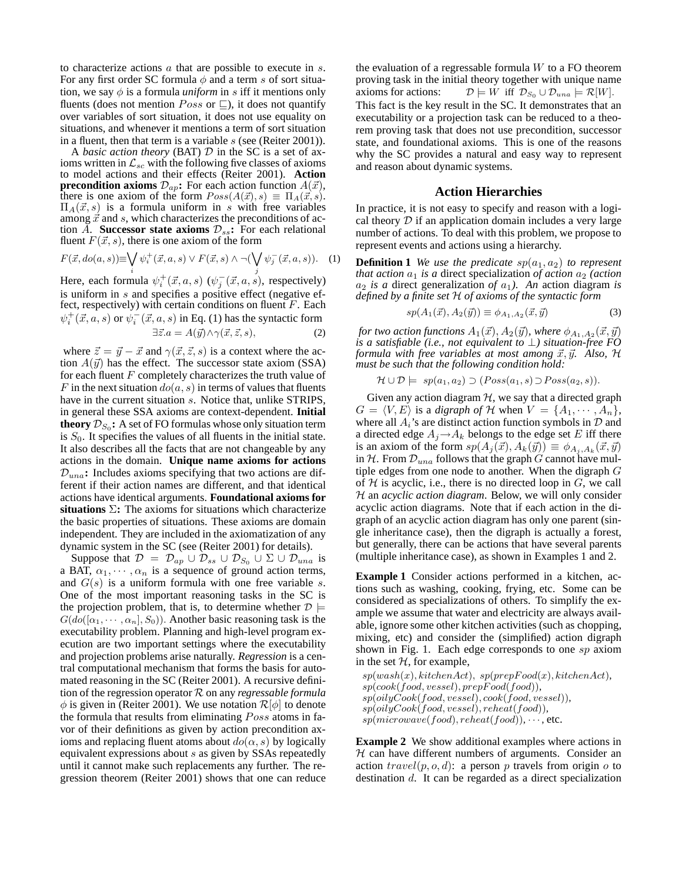to characterize actions $a$ that are possible to execute in $s$. For any first order SC formula $\phi$ and a term $s$ of sort situation, we say $\phi$ is a formula *uniform* in $s$ iff it mentions only fluents (does not mention $Poss$ or $\sqsubseteq$), it does not quantify over variables of sort situation, it does not use equality on situations, and whenever it mentions a term of sort situation in a fluent, then that term is a variable $s$ (see (Reiter 2001)).

A *basic action theory* (BAT) $\mathcal{D}$ in the SC is a set of axioms written in $\mathcal{L}_{sc}$ with the following five classes of axioms to model actions and their effects (Reiter 2001). **Action precondition axioms $\mathcal{D}_{ap}$:** For each action function $A(\vec{x})$, there is one axiom of the form $Poss(A(\vec{x}), s) \equiv \Pi_A(\vec{x}, s)$. $\Pi_A(\vec{x}, s)$ is a formula uniform in $s$ with free variables among $\vec{x}$ and $s$, which characterizes the preconditions of action $A$. **Successor state axioms $\mathcal{D}_{ss}$:** For each relational fluent $F(\vec{x}, s)$, there is one axiom of the form

$$F(\vec{x}, do(a, s)) \equiv \bigvee_i \psi_i^+(\vec{x}, a, s) \vee F(\vec{x}, s) \wedge \neg(\bigvee_j \psi_j^-(\vec{x}, a, s)). \quad (1)$$

Here, each formula $\psi_i^+(\vec{x}, a, s)$ ($\psi_j^-(\vec{x}, a, s)$, respectively) is uniform in $s$ and specifies a positive effect (negative effect, respectively) with certain conditions on fluent $F$. Each $\psi_i^+(\vec{x}, a, s)$ or $\psi_i^-(\vec{x}, a, s)$ in Eq. (1) has the syntactic form

$$\exists \vec{z}. a = A(\vec{y}) \wedge \gamma(\vec{x}, \vec{z}, s), \quad (2)$$

where $\vec{z} = \vec{y} - \vec{x}$ and $\gamma(\vec{x}, \vec{z}, s)$ is a context where the action $A(\vec{y})$ has the effect. The successor state axiom (SSA) for each fluent $F$ completely characterizes the truth value of $F$ in the next situation $do(a, s)$ in terms of values that fluents have in the current situation $s$. Notice that, unlike STRIPS, in general these SSA axioms are context-dependent. **Initial theory $\mathcal{D}_{S_0}$:** A set of FO formulas whose only situation term is $S_0$. It specifies the values of all fluents in the initial state. It also describes all the facts that are not changeable by any actions in the domain. **Unique name axioms for actions $\mathcal{D}_{una}$:** Includes axioms specifying that two actions are different if their action names are different, and that identical actions have identical arguments. **Foundational axioms for situations $\Sigma$:** The axioms for situations which characterize the basic properties of situations. These axioms are domain independent. They are included in the axiomatization of any dynamic system in the SC (see (Reiter 2001) for details).

Suppose that $\mathcal{D} = \mathcal{D}_{ap} \cup \mathcal{D}_{ss} \cup \mathcal{D}_{S_0} \cup \Sigma \cup \mathcal{D}_{una}$ is a BAT, $\alpha_1, \cdots, \alpha_n$ is a sequence of ground action terms, and $G(s)$ is a uniform formula with one free variable $s$. One of the most important reasoning tasks in the SC is the projection problem, that is, to determine whether $\mathcal{D} \models G(do([\alpha_1, \cdots, \alpha_n], S_0))$. Another basic reasoning task is the executability problem. Planning and high-level program execution are two important settings where the executability and projection problems arise naturally. *Regression* is a central computational mechanism that forms the basis for automated reasoning in the SC (Reiter 2001). A recursive definition of the regression operator $\mathcal{R}$ on any *regressable formula* $\phi$ is given in (Reiter 2001). We use notation $\mathcal{R}[\phi]$ to denote the formula that results from eliminating $Poss$ atoms in favor of their definitions as given by action precondition axioms and replacing fluent atoms about $do(\alpha, s)$ by logically equivalent expressions about $s$ as given by SSAs repeatedly until it cannot make such replacements any further. The regression theorem (Reiter 2001) shows that one can reduce the evaluation of a regressable formula $W$ to a FO theorem proving task in the initial theory together with unique name axioms for actions: $\mathcal{D} \models W$ iff $\mathcal{D}_{S_0} \cup \mathcal{D}_{una} \models \mathcal{R}[W]$. This fact is the key result in the SC. It demonstrates that an executability or a projection task can be reduced to a theorem proving task that does not use precondition, successor state, and foundational axioms. This is one of the reasons why the SC provides a natural and easy way to represent and reason about dynamic systems.

## Action Hierarchies

In practice, it is not easy to specify and reason with a logical theory $\mathcal{D}$ if an application domain includes a very large number of actions. To deal with this problem, we propose to represent events and actions using a hierarchy.

**Definition 1** *We use the predicate $sp(a_1, a_2)$ to represent that action $a_1$ is a* direct specialization *of action $a_2$ (action $a_2$ is a* direct generalization *of $a_1$). An* action diagram *is defined by a finite set $\mathcal{H}$ of axioms of the syntactic form*

$$sp(A_1(\vec{x}), A_2(\vec{y})) \equiv \phi_{A_1,A_2}(\vec{x}, \vec{y}) \quad (3)$$

*for two action functions $A_1(\vec{x}), A_2(\vec{y})$, where $\phi_{A_1,A_2}(\vec{x}, \vec{y})$ is a satisfiable (i.e., not equivalent to $\perp$) situation-free FO formula with free variables at most among $\vec{x}, \vec{y}$. Also, $\mathcal{H}$ must be such that the following condition hold:*

$$\mathcal{H} \cup \mathcal{D} \models \ sp(a_1, a_2) \supset (Poss(a_1, s) \supset Poss(a_2, s)).$$

Given any action diagram $\mathcal{H}$, we say that a directed graph $G = \langle V, E \rangle$ is a *digraph of $\mathcal{H}$* when $V = \{A_1, \cdots, A_n\}$, where all $A_i$'s are distinct action function symbols in $\mathcal{D}$ and a directed edge $A_j \rightarrow A_k$ belongs to the edge set $E$ iff there is an axiom of the form $sp(A_j(\vec{x}), A_k(\vec{y})) \equiv \phi_{A_j,A_k}(\vec{x}, \vec{y})$ in $\mathcal{H}$. From $\mathcal{D}_{una}$ follows that the graph $G$ cannot have multiple edges from one node to another. When the digraph $G$ of $\mathcal{H}$ is acyclic, i.e., there is no directed loop in $G$, we call $\mathcal{H}$ an *acyclic action diagram*. Below, we will only consider acyclic action diagrams. Note that if each action in the digraph of an acyclic action diagram has only one parent (single inheritance case), then the digraph is actually a forest, but generally, there can be actions that have several parents (multiple inheritance case), as shown in Examples 1 and 2.

**Example 1** Consider actions performed in a kitchen, actions such as washing, cooking, frying, etc. Some can be considered as specializations of others. To simplify the example we assume that water and electricity are always available, ignore some other kitchen activities (such as chopping, mixing, etc) and consider the (simplified) action digraph shown in Fig. 1. Each edge corresponds to one $sp$ axiom in the set $\mathcal{H}$, for example,

$sp(wash(x), kitchenAct)$, $sp(prepFood(x), kitchenAct)$,
$sp(cook(food, vessel), prepFood(food))$,
$sp(oilyCook(food, vessel), cook(food, vessel))$,
$sp(oilyCook(food, vessel), reheat(food))$,
$sp(microwave(food), reheat(food))$, $\cdots$, etc.

**Example 2** We show additional examples where actions in $\mathcal{H}$ can have different numbers of arguments. Consider an action $travel(p, o, d)$: a person $p$ travels from origin $o$ to destination $d$. It can be regarded as a direct specialization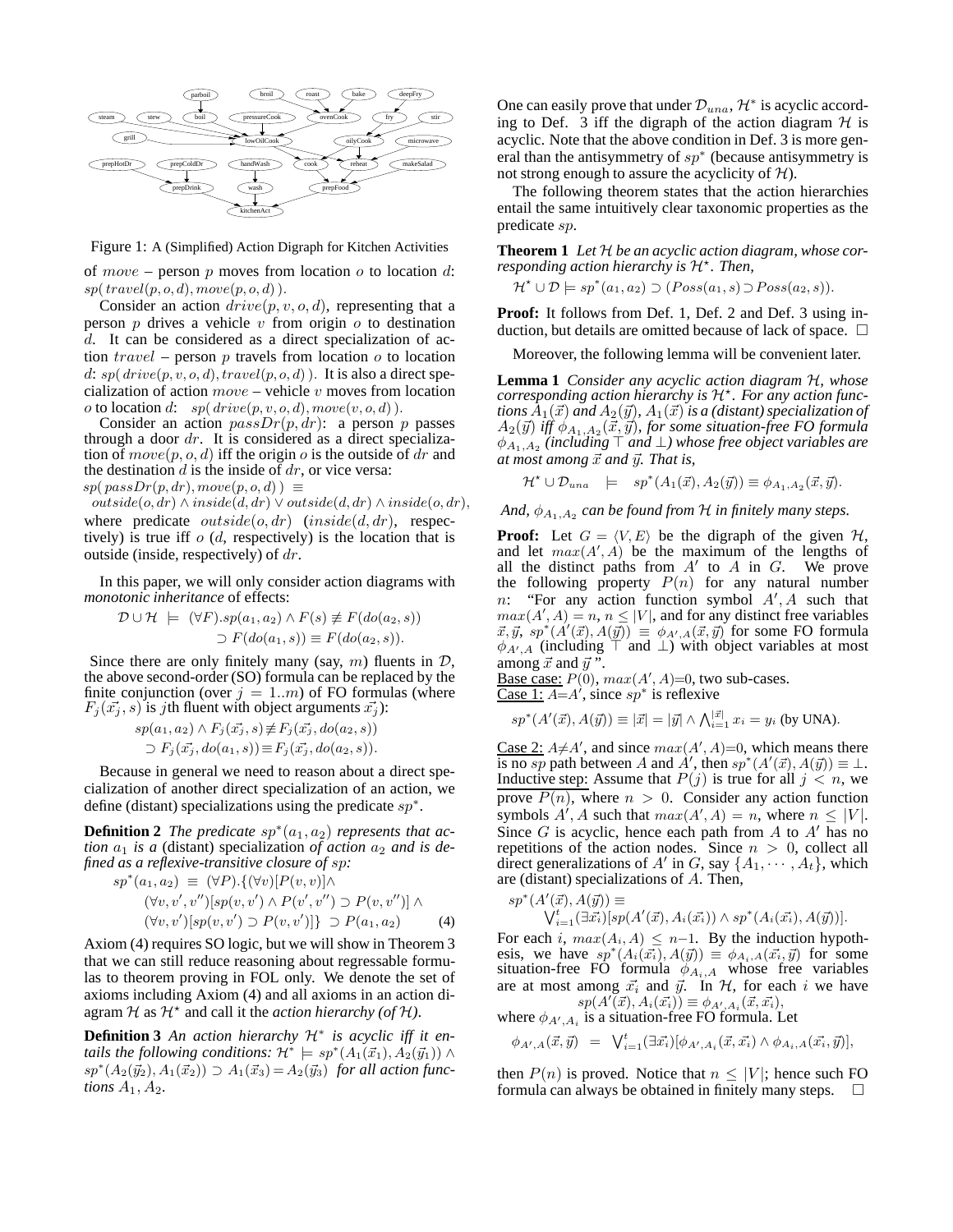Figure 1: A (Simplified) Action Digraph for Kitchen Activities

of $move$ – person $p$ moves from location $o$ to location $d$: $sp(\,travel(p,o,d), move(p,o,d)\,)$.

Consider an action $drive(p,v,o,d)$, representing that a person $p$ drives a vehicle $v$ from origin $o$ to destination $d$. It can be considered as a direct specialization of action $travel$ – person $p$ travels from location $o$ to location $d$: $sp(\,drive(p,v,o,d), travel(p,o,d)\,)$. It is also a direct specialization of action $move$ – vehicle $v$ moves from location $o$ to location $d$: $sp(\,drive(p,v,o,d), move(v,o,d)\,)$.

Consider an action $passDr(p,dr)$: a person $p$ passes through a door $dr$. It is considered as a direct specialization of $move(p,o,d)$ iff the origin $o$ is the outside of $dr$ and the destination $d$ is the inside of $dr$, or vice versa:
$sp(\,passDr(p,dr), move(p,o,d)\,) \equiv$
$outside(o,dr) \wedge inside(d,dr) \vee outside(d,dr) \wedge inside(o,dr)$,
where predicate $outside(o,dr)$ ($inside(d,dr)$, respectively) is true iff $o$ ($d$, respectively) is the location that is outside (inside, respectively) of $dr$.

In this paper, we will only consider action diagrams with *monotonic inheritance* of effects:

$$\mathcal{D} \cup \mathcal{H} \ \models\ (\forall F).sp(a_1,a_2) \wedge F(s) \not\equiv F(do(a_2,s)) \supset F(do(a_1,s)) \equiv F(do(a_2,s)).$$

Since there are only finitely many (say, $m$) fluents in $\mathcal{D}$, the above second-order (SO) formula can be replaced by the finite conjunction (over $j = 1..m$) of FO formulas (where $F_j(\vec{x_j}, s)$ is $j$th fluent with object arguments $\vec{x_j}$):

$$sp(a_1,a_2) \wedge F_j(\vec{x_j}, s) \not\equiv F_j(\vec{x_j}, do(a_2,s)) \supset F_j(\vec{x_j}, do(a_1,s)) \equiv F_j(\vec{x_j}, do(a_2,s)).$$

Because in general we need to reason about a direct specialization of another direct specialization of an action, we define (distant) specializations using the predicate $sp^*$.

**Definition 2** *The predicate $sp^*(a_1,a_2)$ represents that action $a_1$ is a (distant) specialization of action $a_2$ and is defined as a reflexive-transitive closure of $sp$:*

$$\begin{aligned} sp^*(a_1,a_2) \ \equiv\ & (\forall P).\{(\forall v)[P(v,v)] \wedge \\ & (\forall v,v',v'')[sp(v,v') \wedge P(v',v'') \supset P(v,v'')] \wedge \\ & (\forall v,v')[sp(v,v') \supset P(v,v')]\} \ \supset P(a_1,a_2) \qquad (4) \end{aligned}$$

Axiom (4) requires SO logic, but we will show in Theorem 3 that we can still reduce reasoning about regressable formulas to theorem proving in FOL only. We denote the set of axioms including Axiom (4) and all axioms in an action diagram $\mathcal{H}$ as $\mathcal{H}^\star$ and call it the *action hierarchy (of $\mathcal{H}$)*.

**Definition 3** *An action hierarchy $\mathcal{H}^*$ is acyclic iff it entails the following conditions: $\mathcal{H}^* \models sp^*(A_1(\vec{x}_1), A_2(\vec{y}_1)) \wedge sp^*(A_2(\vec{y}_2), A_1(\vec{x}_2)) \supset A_1(\vec{x}_3) = A_2(\vec{y}_3)$ for all action functions $A_1, A_2$.*

One can easily prove that under $\mathcal{D}_{una}$, $\mathcal{H}^*$ is acyclic according to Def. 3 iff the digraph of the action diagram $\mathcal{H}$ is acyclic. Note that the above condition in Def. 3 is more general than the antisymmetry of $sp^*$ (because antisymmetry is not strong enough to assure the acyclicity of $\mathcal{H}$).

The following theorem states that the action hierarchies entail the same intuitively clear taxonomic properties as the predicate $sp$.

**Theorem 1** *Let $\mathcal{H}$ be an acyclic action diagram, whose corresponding action hierarchy is $\mathcal{H}^\star$. Then,*

$$\mathcal{H}^\star \cup \mathcal{D} \models sp^*(a_1,a_2) \supset (Poss(a_1,s) \supset Poss(a_2,s)).$$

**Proof:** It follows from Def. 1, Def. 2 and Def. 3 using induction, but details are omitted because of lack of space. □

Moreover, the following lemma will be convenient later.

**Lemma 1** *Consider any acyclic action diagram $\mathcal{H}$, whose corresponding action hierarchy is $\mathcal{H}^\star$. For any action functions $A_1(\vec{x})$ and $A_2(\vec{y})$, $A_1(\vec{x})$ is a (distant) specialization of $A_2(\vec{y})$ iff $\phi_{A_1,A_2}(\vec{x},\vec{y})$, for some situation-free FO formula $\phi_{A_1,A_2}$ (including $\top$ and $\bot$) whose free object variables are at most among $\vec{x}$ and $\vec{y}$. That is,*

$$\mathcal{H}^\star \cup \mathcal{D}_{una} \quad \models \quad sp^*(A_1(\vec{x}), A_2(\vec{y})) \equiv \phi_{A_1,A_2}(\vec{x},\vec{y}).$$

*And, $\phi_{A_1,A_2}$ can be found from $\mathcal{H}$ in finitely many steps.*

**Proof:** Let $G = \langle V, E\rangle$ be the digraph of the given $\mathcal{H}$, and let $max(A', A)$ be the maximum of the lengths of all the distinct paths from $A'$ to $A$ in $G$. We prove the following property $P(n)$ for any natural number $n$: "For any action function symbol $A', A$ such that $max(A', A) = n$, $n \le |V|$, and for any distinct free variables $\vec{x}, \vec{y}$, $sp^*(A'(\vec{x}), A(\vec{y})) \equiv \phi_{A',A}(\vec{x},\vec{y})$ for some FO formula $\phi_{A',A}$ (including $\top$ and $\bot$) with object variables at most among $\vec{x}$ and $\vec{y}$".

Base case: $P(0)$, $max(A', A)$=0, two sub-cases.
Case 1: $A$=$A'$, since $sp^*$ is reflexive

$$sp^*(A'(\vec{x}), A(\vec{y})) \equiv |\vec{x}| = |\vec{y}| \wedge \textstyle\bigwedge_{i=1}^{|\vec{x}|} x_i = y_i \text{ (by UNA)}.$$

Case 2: $A \neq A'$, and since $max(A', A)$=0, which means there is no $sp$ path between $A$ and $A'$, then $sp^*(A'(\vec{x}), A(\vec{y})) \equiv \bot$.
Inductive step: Assume that $P(j)$ is true for all $j < n$, we prove $P(n)$, where $n > 0$. Consider any action function symbols $A', A$ such that $max(A', A) = n$, where $n \le |V|$. Since $G$ is acyclic, hence each path from $A$ to $A'$ has no repetitions of the action nodes. Since $n > 0$, collect all direct generalizations of $A'$ in $G$, say $\{A_1, \cdots, A_t\}$, which are (distant) specializations of $A$. Then,

$$sp^*(A'(\vec{x}), A(\vec{y})) \equiv \textstyle\bigvee_{i=1}^{t} (\exists \vec{x_i})[sp(A'(\vec{x}), A_i(\vec{x_i})) \wedge sp^*(A_i(\vec{x_i}), A(\vec{y}))].$$

For each $i$, $max(A_i, A) \le n-1$. By the induction hypothesis, we have $sp^*(A_i(\vec{x_i}), A(\vec{y})) \equiv \phi_{A_i,A}(\vec{x_i},\vec{y})$ for some situation-free FO formula $\phi_{A_i,A}$ whose free variables are at most among $\vec{x_i}$ and $\vec{y}$. In $\mathcal{H}$, for each $i$ we have

$$sp(A'(\vec{x}), A_i(\vec{x_i})) \equiv \phi_{A',A_i}(\vec{x},\vec{x_i}),$$

where $\phi_{A',A_i}$ is a situation-free FO formula. Let

$$\phi_{A',A}(\vec{x},\vec{y}) \ = \ \textstyle\bigvee_{i=1}^{t} (\exists \vec{x_i})[\phi_{A',A_i}(\vec{x},\vec{x_i}) \wedge \phi_{A_i,A}(\vec{x_i},\vec{y})],$$

then $P(n)$ is proved. Notice that $n \le |V|$; hence such FO formula can always be obtained in finitely many steps. □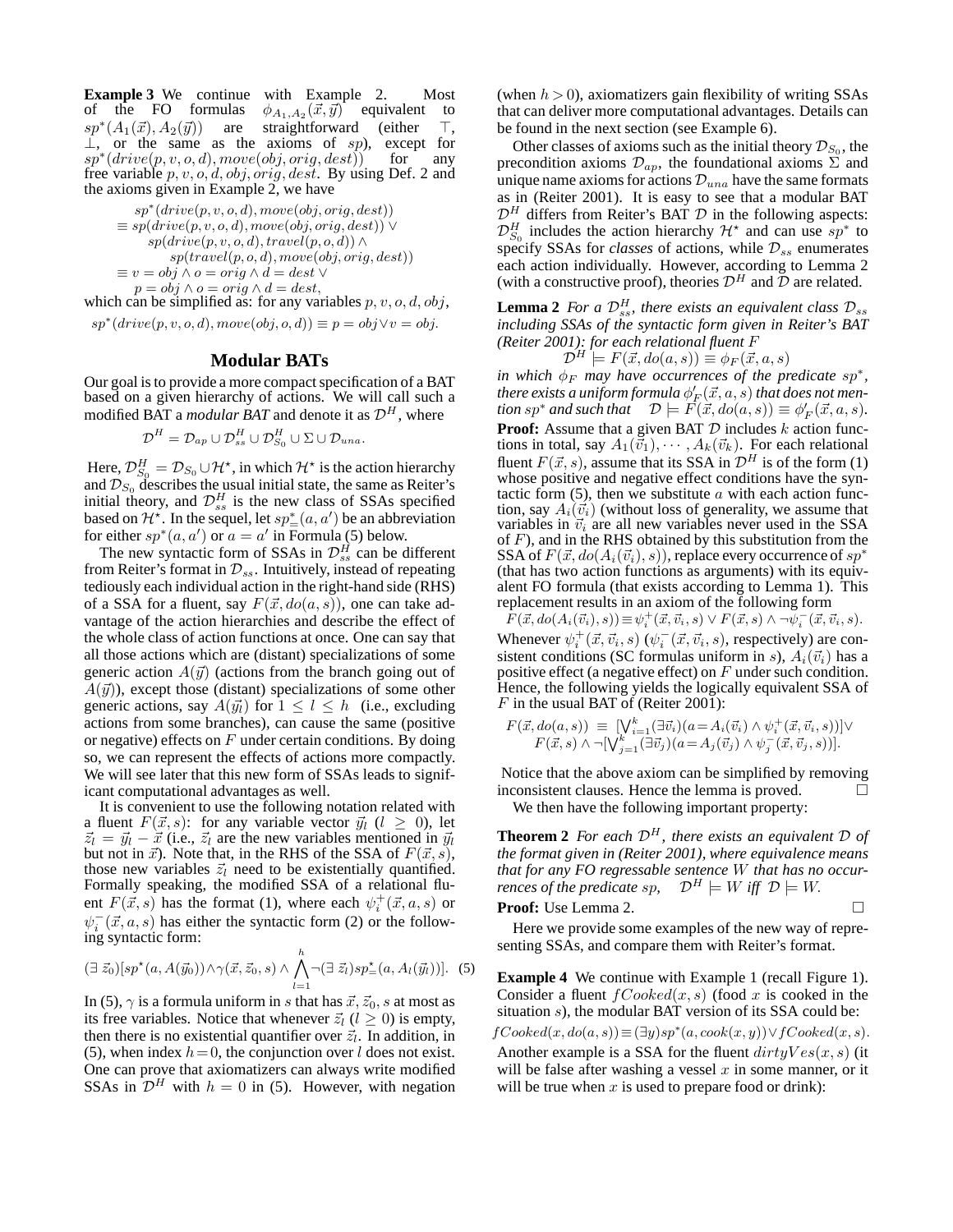**Example 3** We continue with Example 2. Most of the FO formulas $\phi_{A_1,A_2}(\vec{x},\vec{y})$ equivalent to $sp^*(A_1(\vec{x}), A_2(\vec{y}))$ are straightforward (either $\top$, $\bot$, or the same as the axioms of $sp$), except for $sp^*(drive(p,v,o,d), move(obj,orig,dest))$ for any free variable $p,v,o,d,obj,orig,dest$. By using Def. 2 and the axioms given in Example 2, we have

$$\begin{aligned}
& sp^*(drive(p,v,o,d), move(obj,orig,dest)) \\
\equiv\ & sp(drive(p,v,o,d), move(obj,orig,dest)) \vee \\
& \quad sp(drive(p,v,o,d), travel(p,o,d)) \wedge \\
& \quad\quad sp(travel(p,o,d), move(obj,orig,dest)) \\
\equiv\ & v = obj \wedge o = orig \wedge d = dest \vee \\
& \quad p = obj \wedge o = orig \wedge d = dest,
\end{aligned}$$

which can be simplified as: for any variables $p,v,o,d,obj$,

$$sp^*(drive(p,v,o,d), move(obj,o,d)) \equiv p = obj \vee v = obj.$$

## Modular BATs

Our goal is to provide a more compact specification of a BAT based on a given hierarchy of actions. We will call such a modified BAT a *modular BAT* and denote it as $\mathcal{D}^H$, where

$$\mathcal{D}^H = \mathcal{D}_{ap} \cup \mathcal{D}^H_{ss} \cup \mathcal{D}^H_{S_0} \cup \Sigma \cup \mathcal{D}_{una}.$$

Here, $\mathcal{D}^H_{S_0} = \mathcal{D}_{S_0} \cup \mathcal{H}^\star$, in which $\mathcal{H}^\star$ is the action hierarchy and $\mathcal{D}_{S_0}$ describes the usual initial state, the same as Reiter's initial theory, and $\mathcal{D}^H_{ss}$ is the new class of SSAs specified based on $\mathcal{H}^\star$. In the sequel, let $sp^*_=(a,a')$ be an abbreviation for either $sp^*(a,a')$ or $a = a'$ in Formula (5) below.

The new syntactic form of SSAs in $\mathcal{D}^H_{ss}$ can be different from Reiter's format in $\mathcal{D}_{ss}$. Intuitively, instead of repeating tediously each individual action in the right-hand side (RHS) of a SSA for a fluent, say $F(\vec{x}, do(a,s))$, one can take advantage of the action hierarchies and describe the effect of the whole class of action functions at once. One can say that all those actions which are (distant) specializations of some generic action $A(\vec{y})$ (actions from the branch going out of $A(\vec{y})$), except those (distant) specializations of some other generic actions, say $A(\vec{y_l})$ for $1 \le l \le h$ (i.e., excluding actions from some branches), can cause the same (positive or negative) effects on $F$ under certain conditions. By doing so, we can represent the effects of actions more compactly. We will see later that this new form of SSAs leads to significant computational advantages as well.

It is convenient to use the following notation related with a fluent $F(\vec{x}, s)$: for any variable vector $\vec{y_l}$ $(l \ge 0)$, let $\vec{z_l} = \vec{y_l} - \vec{x}$ (i.e., $\vec{z_l}$ are the new variables mentioned in $\vec{y_l}$ but not in $\vec{x}$). Note that, in the RHS of the SSA of $F(\vec{x}, s)$, those new variables $\vec{z_l}$ need to be existentially quantified. Formally speaking, the modified SSA of a relational fluent $F(\vec{x}, s)$ has the format (1), where each $\psi^+_i(\vec{x}, a, s)$ or $\psi^-_i(\vec{x}, a, s)$ has either the syntactic form (2) or the following syntactic form:

$$(\exists\, \vec{z}_0)[sp^\star(a, A(\vec{y}_0)) \wedge \gamma(\vec{x}, \vec{z}_0, s) \wedge \bigwedge_{l=1}^{h} \neg(\exists\, \vec{z}_l) sp^\star_=(a, A_l(\vec{y}_l))]. \quad (5)$$

In (5), $\gamma$ is a formula uniform in $s$ that has $\vec{x}, \vec{z}_0, s$ at most as its free variables. Notice that whenever $\vec{z}_l$ $(l \ge 0)$ is empty, then there is no existential quantifier over $\vec{z}_l$. In addition, in (5), when index $h = 0$, the conjunction over $l$ does not exist. One can prove that axiomatizers can always write modified SSAs in $\mathcal{D}^H$ with $h = 0$ in (5). However, with negation (when $h > 0$), axiomatizers gain flexibility of writing SSAs that can deliver more computational advantages. Details can be found in the next section (see Example 6).

Other classes of axioms such as the initial theory $\mathcal{D}_{S_0}$, the precondition axioms $\mathcal{D}_{ap}$, the foundational axioms $\Sigma$ and unique name axioms for actions $\mathcal{D}_{una}$ have the same formats as in (Reiter 2001). It is easy to see that a modular BAT $\mathcal{D}^H$ differs from Reiter's BAT $\mathcal{D}$ in the following aspects: $\mathcal{D}^H_{S_0}$ includes the action hierarchy $\mathcal{H}^\star$ and can use $sp^*$ to specify SSAs for *classes* of actions, while $\mathcal{D}_{ss}$ enumerates each action individually. However, according to Lemma 2 (with a constructive proof), theories $\mathcal{D}^H$ and $\mathcal{D}$ are related.

**Lemma 2** *For a $\mathcal{D}^H_{ss}$, there exists an equivalent class $\mathcal{D}_{ss}$ including SSAs of the syntactic form given in Reiter's BAT (Reiter 2001): for each relational fluent $F$*

$$\mathcal{D}^H \models F(\vec{x}, do(a,s)) \equiv \phi_F(\vec{x}, a, s)$$

*in which $\phi_F$ may have occurrences of the predicate $sp^*$, there exists a uniform formula $\phi'_F(\vec{x}, a, s)$ that does not mention $sp^*$ and such that $\mathcal{D} \models F(\vec{x}, do(a,s)) \equiv \phi'_F(\vec{x}, a, s)$.*

**Proof:** Assume that a given BAT $\mathcal{D}$ includes $k$ action functions in total, say $A_1(\vec{v}_1), \cdots, A_k(\vec{v}_k)$. For each relational fluent $F(\vec{x}, s)$, assume that its SSA in $\mathcal{D}^H$ is of the form (1) whose positive and negative effect conditions have the syntactic form (5), then we substitute $a$ with each action function, say $A_i(\vec{v}_i)$ (without loss of generality, we assume that variables in $\vec{v}_i$ are all new variables never used in the SSA of $F$), and in the RHS obtained by this substitution from the SSA of $F(\vec{x}, do(A_i(\vec{v}_i), s))$, replace every occurrence of $sp^*$ (that has two action functions as arguments) with its equivalent FO formula (that exists according to Lemma 1). This replacement results in an axiom of the following form

$$F(\vec{x}, do(A_i(\vec{v}_i), s)) \equiv \psi^+_i(\vec{x}, \vec{v}_i, s) \vee F(\vec{x}, s) \wedge \neg\psi^-_i(\vec{x}, \vec{v}_i, s).$$

Whenever $\psi^+_i(\vec{x}, \vec{v}_i, s)$ ($\psi^-_i(\vec{x}, \vec{v}_i, s)$, respectively) are consistent conditions (SC formulas uniform in $s$), $A_i(\vec{v}_i)$ has a positive effect (a negative effect) on $F$ under such condition. Hence, the following yields the logically equivalent SSA of $F$ in the usual BAT of (Reiter 2001):

$$\begin{aligned}
F(\vec{x}, do(a,s)) \ \equiv\ & [\bigvee_{i=1}^{k} (\exists \vec{v}_i)(a = A_i(\vec{v}_i) \wedge \psi^+_i(\vec{x}, \vec{v}_i, s))] \vee \\
& F(\vec{x}, s) \wedge \neg[\bigvee_{j=1}^{k} (\exists \vec{v}_j)(a = A_j(\vec{v}_j) \wedge \psi^-_j(\vec{x}, \vec{v}_j, s))].
\end{aligned}$$

Notice that the above axiom can be simplified by removing inconsistent clauses. Hence the lemma is proved. $\square$

We then have the following important property:

**Theorem 2** *For each $\mathcal{D}^H$, there exists an equivalent $\mathcal{D}$ of the format given in (Reiter 2001), where equivalence means that for any FO regressable sentence $W$ that has no occurrences of the predicate $sp$, $\mathcal{D}^H \models W$ iff $\mathcal{D} \models W$.*

**Proof:** Use Lemma 2. $\square$

Here we provide some examples of the new way of representing SSAs, and compare them with Reiter's format.

**Example 4** We continue with Example 1 (recall Figure 1). Consider a fluent $fCooked(x, s)$ (food $x$ is cooked in the situation $s$), the modular BAT version of its SSA could be:

$$fCooked(x, do(a,s)) \equiv (\exists y) sp^*(a, cook(x,y)) \vee fCooked(x,s).$$

Another example is a SSA for the fluent $dirtyVes(x, s)$ (it will be false after washing a vessel $x$ in some manner, or it will be true when $x$ is used to prepare food or drink):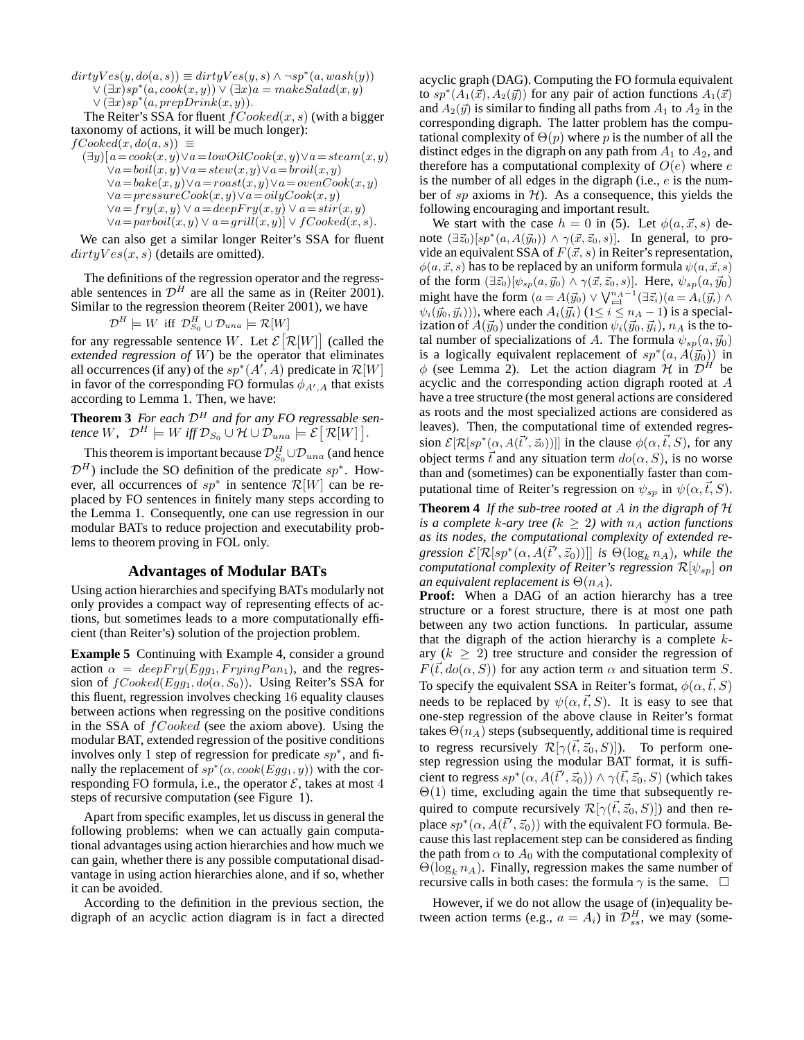$dirtyVes(y, do(a, s)) \equiv dirtyVes(y, s) \wedge \neg sp^*(a, wash(y))$
$\quad \vee (\exists x) sp^*(a, cook(x, y)) \vee (\exists x) a = makeSalad(x, y)$
$\quad \vee (\exists x) sp^*(a, prepDrink(x, y)).$

The Reiter's SSA for fluent $fCooked(x, s)$ (with a bigger taxonomy of actions, it will be much longer):

$$
\begin{aligned}
&fCooked(x, do(a, s)) \equiv \\
&\quad (\exists y)[\, a = cook(x, y) \vee a = lowOilCook(x, y) \vee a = steam(x, y) \\
&\quad \vee a = boil(x, y) \vee a = stew(x, y) \vee a = broil(x, y) \\
&\quad \vee a = bake(x, y) \vee a = roast(x, y) \vee a = ovenCook(x, y) \\
&\quad \vee a = pressureCook(x, y) \vee a = oilyCook(x, y) \\
&\quad \vee a = fry(x, y) \vee a = deepFry(x, y) \vee a = stir(x, y) \\
&\quad \vee a = parboil(x, y) \vee a = grill(x, y)] \vee fCooked(x, s).
\end{aligned}
$$

We can also get a similar longer Reiter's SSA for fluent $dirtyVes(x, s)$ (details are omitted).

The definitions of the regression operator and the regressable sentences in $\mathcal{D}^H$ are all the same as in (Reiter 2001). Similar to the regression theorem (Reiter 2001), we have

$$\mathcal{D}^H \models W \text{ iff } \mathcal{D}^H_{S_0} \cup \mathcal{D}_{una} \models \mathcal{R}[W]$$

for any regressable sentence $W$. Let $\mathcal{E}[\mathcal{R}[W]]$ (called the *extended regression of* $W$) be the operator that eliminates all occurrences (if any) of the $sp^*(A', A)$ predicate in $\mathcal{R}[W]$ in favor of the corresponding FO formulas $\phi_{A',A}$ that exists according to Lemma 1. Then, we have:

**Theorem 3** *For each $\mathcal{D}^H$ and for any FO regressable sentence $W$, $\mathcal{D}^H \models W$ iff $\mathcal{D}_{S_0} \cup \mathcal{H} \cup \mathcal{D}_{una} \models \mathcal{E}[\mathcal{R}[W]]$.*

This theorem is important because $\mathcal{D}^H_{S_0} \cup \mathcal{D}_{una}$ (and hence $\mathcal{D}^H$) include the SO definition of the predicate $sp^*$. However, all occurrences of $sp^*$ in sentence $\mathcal{R}[W]$ can be replaced by FO sentences in finitely many steps according to the Lemma 1. Consequently, one can use regression in our modular BATs to reduce projection and executability problems to theorem proving in FOL only.

## Advantages of Modular BATs

Using action hierarchies and specifying BATs modularly not only provides a compact way of representing effects of actions, but sometimes leads to a more computationally efficient (than Reiter's) solution of the projection problem.

**Example 5** Continuing with Example 4, consider a ground action $\alpha = deepFry(Egg_1, FryingPan_1)$, and the regression of $fCooked(Egg_1, do(\alpha, S_0))$. Using Reiter's SSA for this fluent, regression involves checking 16 equality clauses between actions when regressing on the positive conditions in the SSA of $fCooked$ (see the axiom above). Using the modular BAT, extended regression of the positive conditions involves only 1 step of regression for predicate $sp^*$, and finally the replacement of $sp^*(\alpha, cook(Egg_1, y))$ with the corresponding FO formula, i.e., the operator $\mathcal{E}$, takes at most 4 steps of recursive computation (see Figure 1).

Apart from specific examples, let us discuss in general the following problems: when we can actually gain computational advantages using action hierarchies and how much we can gain, whether there is any possible computational disadvantage in using action hierarchies alone, and if so, whether it can be avoided.

According to the definition in the previous section, the digraph of an acyclic action diagram is in fact a directed acyclic graph (DAG). Computing the FO formula equivalent to $sp^*(A_1(\vec{x}), A_2(\vec{y}))$ for any pair of action functions $A_1(\vec{x})$ and $A_2(\vec{y})$ is similar to finding all paths from $A_1$ to $A_2$ in the corresponding digraph. The latter problem has the computational complexity of $\Theta(p)$ where $p$ is the number of all the distinct edges in the digraph on any path from $A_1$ to $A_2$, and therefore has a computational complexity of $O(e)$ where $e$ is the number of all edges in the digraph (i.e., $e$ is the number of $sp$ axioms in $\mathcal{H}$). As a consequence, this yields the following encouraging and important result.

We start with the case $h = 0$ in (5). Let $\phi(a, \vec{x}, s)$ denote $(\exists \vec{z}_0)[sp^*(a, A(\vec{y}_0)) \wedge \gamma(\vec{x}, \vec{z}_0, s)]$. In general, to provide an equivalent SSA of $F(\vec{x}, s)$ in Reiter's representation, $\phi(a, \vec{x}, s)$ has to be replaced by an uniform formula $\psi(a, \vec{x}, s)$ of the form $(\exists \vec{z}_0)[\psi_{sp}(a, \vec{y}_0) \wedge \gamma(\vec{x}, \vec{z}_0, s)]$. Here, $\psi_{sp}(a, \vec{y}_0)$ might have the form $(a = A(\vec{y}_0) \vee \bigvee_{i=1}^{n_A - 1} (\exists \vec{z}_i)(a = A_i(\vec{y}_i) \wedge \psi_i(\vec{y}_0, \vec{y}_i)))$, where each $A_i(\vec{y}_i)$ ($1 \leq i \leq n_A - 1$) is a specialization of $A(\vec{y}_0)$ under the condition $\psi_i(\vec{y}_0, \vec{y}_i)$, $n_A$ is the total number of specializations of $A$. The formula $\psi_{sp}(a, \vec{y}_0)$ is a logically equivalent replacement of $sp^*(a, A(\vec{y}_0))$ in $\phi$ (see Lemma 2). Let the action diagram $\mathcal{H}$ in $\mathcal{D}^H$ be acyclic and the corresponding action digraph rooted at $A$ have a tree structure (the most general actions are considered as roots and the most specialized actions are considered as leaves). Then, the computational time of extended regression $\mathcal{E}[\mathcal{R}[sp^*(\alpha, A(\vec{t'}, \vec{z}_0))]]$ in the clause $\phi(\alpha, \vec{t}, S)$, for any object terms $\vec{t}$ and any situation term $do(\alpha, S)$, is no worse than and (sometimes) can be exponentially faster than computational time of Reiter's regression on $\psi_{sp}$ in $\psi(\alpha, \vec{t}, S)$.

**Theorem 4** *If the sub-tree rooted at $A$ in the digraph of $\mathcal{H}$ is a complete $k$-ary tree ($k \geq 2$) with $n_A$ action functions as its nodes, the computational complexity of extended regression $\mathcal{E}[\mathcal{R}[sp^*(\alpha, A(\vec{t'}, \vec{z}_0))]]$ is $\Theta(\log_k n_A)$, while the computational complexity of Reiter's regression $\mathcal{R}[\psi_{sp}]$ on an equivalent replacement is $\Theta(n_A)$.*

**Proof:** When a DAG of an action hierarchy has a tree structure or a forest structure, there is at most one path between any two action functions. In particular, assume that the digraph of the action hierarchy is a complete $k$-ary ($k \geq 2$) tree structure and consider the regression of $F(\vec{t}, do(\alpha, S))$ for any action term $\alpha$ and situation term $S$. To specify the equivalent SSA in Reiter's format, $\phi(\alpha, \vec{t}, S)$ needs to be replaced by $\psi(\alpha, \vec{t}, S)$. It is easy to see that one-step regression of the above clause in Reiter's format takes $\Theta(n_A)$ steps (subsequently, additional time is required to regress recursively $\mathcal{R}[\gamma(\vec{t}, \vec{z}_0, S)]$). To perform one-step regression using the modular BAT format, it is sufficient to regress $sp^*(\alpha, A(\vec{t'}, \vec{z}_0)) \wedge \gamma(\vec{t}, \vec{z}_0, S)$ (which takes $\Theta(1)$ time, excluding again the time that subsequently required to compute recursively $\mathcal{R}[\gamma(\vec{t}, \vec{z}_0, S)]$) and then replace $sp^*(\alpha, A(\vec{t'}, \vec{z}_0))$ with the equivalent FO formula. Because this last replacement step can be considered as finding the path from $\alpha$ to $A_0$ with the computational complexity of $\Theta(\log_k n_A)$. Finally, regression makes the same number of recursive calls in both cases: the formula $\gamma$ is the same. $\square$

However, if we do not allow the usage of (in)equality between action terms (e.g., $a = A_i$) in $\mathcal{D}^H_{ss}$, we may (some-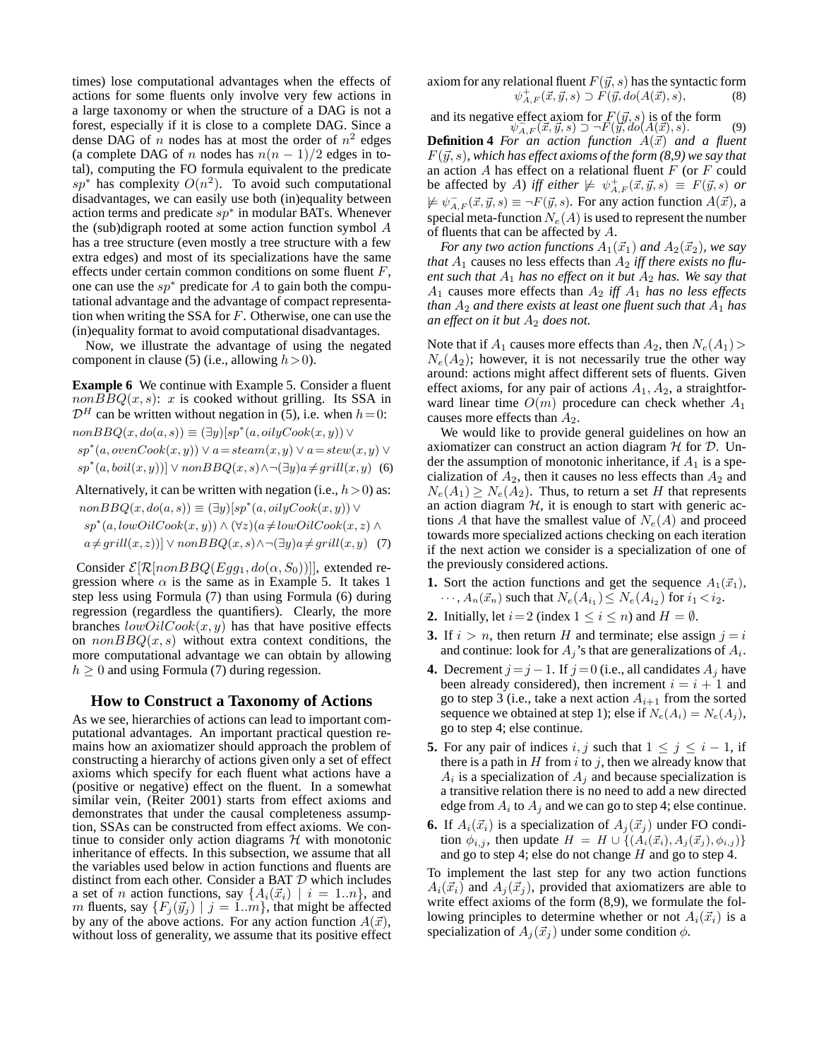times) lose computational advantages when the effects of actions for some fluents only involve very few actions in a large taxonomy or when the structure of a DAG is not a forest, especially if it is close to a complete DAG. Since a dense DAG of $n$ nodes has at most the order of $n^2$ edges (a complete DAG of $n$ nodes has $n(n-1)/2$ edges in total), computing the FO formula equivalent to the predicate $sp^*$ has complexity $O(n^2)$. To avoid such computational disadvantages, we can easily use both (in)equality between action terms and predicate $sp^*$ in modular BATs. Whenever the (sub)digraph rooted at some action function symbol $A$ has a tree structure (even mostly a tree structure with a few extra edges) and most of its specializations have the same effects under certain common conditions on some fluent $F$, one can use the $sp^*$ predicate for $A$ to gain both the computational advantage and the advantage of compact representation when writing the SSA for $F$. Otherwise, one can use the (in)equality format to avoid computational disadvantages.

Now, we illustrate the advantage of using the negated component in clause (5) (i.e., allowing $h>0$).

**Example 6** We continue with Example 5. Consider a fluent $nonBBQ(x,s)$: $x$ is cooked without grilling. Its SSA in $\mathcal{D}^H$ can be written without negation in (5), i.e. when $h=0$:

$$nonBBQ(x, do(a, s)) \equiv (\exists y)[sp^*(a, oilyCook(x, y)) \vee sp^*(a, ovenCook(x, y)) \vee a = steam(x, y) \vee a = stew(x, y) \vee sp^*(a, boil(x, y))] \vee nonBBQ(x, s) \wedge \neg(\exists y) a \neq grill(x, y) \quad (6)$$

Alternatively, it can be written with negation (i.e., $h>0$) as:

$$nonBBQ(x, do(a, s)) \equiv (\exists y)[sp^*(a, oilyCook(x, y)) \vee sp^*(a, lowOilCook(x, y)) \wedge (\forall z)(a \neq lowOilCook(x, z) \wedge a \neq grill(x, z))] \vee nonBBQ(x, s) \wedge \neg(\exists y) a \neq grill(x, y) \quad (7)$$

Consider $\mathcal{E}[\mathcal{R}[nonBBQ(Egg_1, do(\alpha, S_0))]]$, extended regression where $\alpha$ is the same as in Example 5. It takes 1 step less using Formula (7) than using Formula (6) during regression (regardless the quantifiers). Clearly, the more branches $lowOilCook(x,y)$ has that have positive effects on $nonBBQ(x,s)$ without extra context conditions, the more computational advantage we can obtain by allowing $h \geq 0$ and using Formula (7) during regession.

## How to Construct a Taxonomy of Actions

As we see, hierarchies of actions can lead to important computational advantages. An important practical question remains how an axiomatizer should approach the problem of constructing a hierarchy of actions given only a set of effect axioms which specify for each fluent what actions have a (positive or negative) effect on the fluent. In a somewhat similar vein, (Reiter 2001) starts from effect axioms and demonstrates that under the causal completeness assumption, SSAs can be constructed from effect axioms. We continue to consider only action diagrams $\mathcal{H}$ with monotonic inheritance of effects. In this subsection, we assume that all the variables used below in action functions and fluents are distinct from each other. Consider a BAT $\mathcal{D}$ which includes a set of $n$ action functions, say $\{A_i(\vec{x}_i) \mid i = 1..n\}$, and $m$ fluents, say $\{F_j(\vec{y}_j) \mid j = 1..m\}$, that might be affected by any of the above actions. For any action function $A(\vec{x})$, without loss of generality, we assume that its positive effect axiom for any relational fluent $F(\vec{y}, s)$ has the syntactic form

$$\psi^+_{A,F}(\vec{x}, \vec{y}, s) \supset F(\vec{y}, do(A(\vec{x}), s), \quad (8)$$

and its negative effect axiom for $F(\vec{y}, s)$ is of the form

$$\psi^-_{A,F}(\vec{x}, \vec{y}, s) \supset \neg F(\vec{y}, do(A(\vec{x}), s). \quad (9)$$

**Definition 4** *For an action function $A(\vec{x})$ and a fluent $F(\vec{y}, s)$, which has effect axioms of the form (8,9) we say that* an action $A$ has effect on a relational fluent $F$ (or $F$ could be affected by $A$) *iff either* $\not\models \psi^+_{A,F}(\vec{x}, \vec{y}, s) \equiv F(\vec{y}, s)$ *or* $\not\models \psi^-_{A,F}(\vec{x}, \vec{y}, s) \equiv \neg F(\vec{y}, s)$. For any action function $A(\vec{x})$, a special meta-function $N_e(A)$ is used to represent the number of fluents that can be affected by $A$.

*For any two action functions $A_1(\vec{x}_1)$ and $A_2(\vec{x}_2)$, we say that* $A_1$ causes no less effects than $A_2$ *iff there exists no fluent such that* $A_1$ *has no effect on it but* $A_2$ *has. We say that* $A_1$ causes more effects than $A_2$ *iff* $A_1$ *has no less effects than* $A_2$ *and there exists at least one fluent such that* $A_1$ *has an effect on it but* $A_2$ *does not.*

Note that if $A_1$ causes more effects than $A_2$, then $N_e(A_1) > N_e(A_2)$; however, it is not necessarily true the other way around: actions might affect different sets of fluents. Given effect axioms, for any pair of actions $A_1, A_2$, a straightforward linear time $O(m)$ procedure can check whether $A_1$ causes more effects than $A_2$.

We would like to provide general guidelines on how an axiomatizer can construct an action diagram $\mathcal{H}$ for $\mathcal{D}$. Under the assumption of monotonic inheritance, if $A_1$ is a specialization of $A_2$, then it causes no less effects than $A_2$ and $N_e(A_1) \geq N_e(A_2)$. Thus, to return a set $H$ that represents an action diagram $\mathcal{H}$, it is enough to start with generic actions $A$ that have the smallest value of $N_e(A)$ and proceed towards more specialized actions checking on each iteration if the next action we consider is a specialization of one of the previously considered actions.

1. Sort the action functions and get the sequence $A_1(\vec{x}_1), \cdots, A_n(\vec{x}_n)$ such that $N_e(A_{i_1}) \leq N_e(A_{i_2})$ for $i_1 < i_2$.
2. Initially, let $i=2$ (index $1 \leq i \leq n$) and $H = \emptyset$.
3. If $i > n$, then return $H$ and terminate; else assign $j = i$ and continue: look for $A_j$'s that are generalizations of $A_i$.
4. Decrement $j = j-1$. If $j=0$ (i.e., all candidates $A_j$ have been already considered), then increment $i = i+1$ and go to step 3 (i.e., take a next action $A_{i+1}$ from the sorted sequence we obtained at step 1); else if $N_e(A_i) = N_e(A_j)$, go to step 4; else continue.
5. For any pair of indices $i, j$ such that $1 \leq j \leq i-1$, if there is a path in $H$ from $i$ to $j$, then we already know that $A_i$ is a specialization of $A_j$ and because specialization is a transitive relation there is no need to add a new directed edge from $A_i$ to $A_j$ and we can go to step 4; else continue.
6. If $A_i(\vec{x}_i)$ is a specialization of $A_j(\vec{x}_j)$ under FO condition $\phi_{i,j}$, then update $H = H \cup \{(A_i(\vec{x}_i), A_j(\vec{x}_j), \phi_{i,j})\}$ and go to step 4; else do not change $H$ and go to step 4.

To implement the last step for any two action functions $A_i(\vec{x}_i)$ and $A_j(\vec{x}_j)$, provided that axiomatizers are able to write effect axioms of the form (8,9), we formulate the following principles to determine whether or not $A_i(\vec{x}_i)$ is a specialization of $A_j(\vec{x}_j)$ under some condition $\phi$.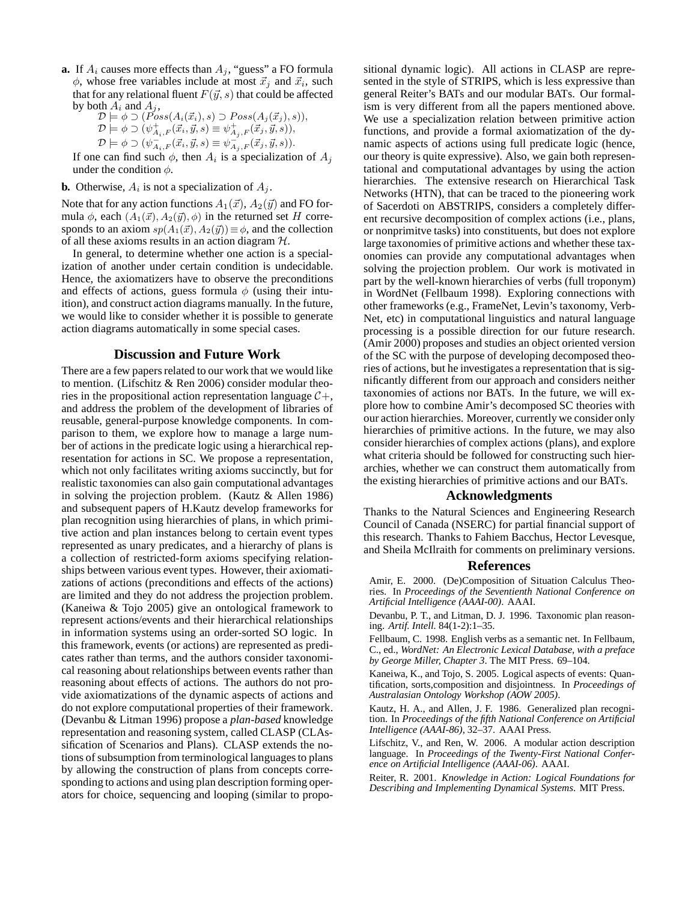**a.** If $A_i$ causes more effects than $A_j$, "guess" a FO formula $\phi$, whose free variables include at most $\vec{x}_j$ and $\vec{x}_i$, such that for any relational fluent $F(\vec{y}, s)$ that could be affected by both $A_i$ and $A_j$,

$$\mathcal{D} \models \phi \supset (Poss(A_i(\vec{x}_i), s) \supset Poss(A_j(\vec{x}_j), s)),$$
$$\mathcal{D} \models \phi \supset (\psi^+_{A_i,F}(\vec{x}_i, \vec{y}, s) \equiv \psi^+_{A_j,F}(\vec{x}_j, \vec{y}, s)),$$
$$\mathcal{D} \models \phi \supset (\psi^-_{A_i,F}(\vec{x}_i, \vec{y}, s) \equiv \psi^-_{A_j,F}(\vec{x}_j, \vec{y}, s)).$$

If one can find such $\phi$, then $A_i$ is a specialization of $A_j$ under the condition $\phi$.

**b.** Otherwise, $A_i$ is not a specialization of $A_j$.

Note that for any action functions $A_1(\vec{x})$, $A_2(\vec{y})$ and FO formula $\phi$, each $(A_1(\vec{x}), A_2(\vec{y}), \phi)$ in the returned set $H$ corresponds to an axiom $sp(A_1(\vec{x}), A_2(\vec{y})) \equiv \phi$, and the collection of all these axioms results in an action diagram $\mathcal{H}$.

In general, to determine whether one action is a specialization of another under certain condition is undecidable. Hence, the axiomatizers have to observe the preconditions and effects of actions, guess formula $\phi$ (using their intuition), and construct action diagrams manually. In the future, we would like to consider whether it is possible to generate action diagrams automatically in some special cases.

## Discussion and Future Work

There are a few papers related to our work that we would like to mention. (Lifschitz & Ren 2006) consider modular theories in the propositional action representation language $\mathcal{C}+$, and address the problem of the development of libraries of reusable, general-purpose knowledge components. In comparison to them, we explore how to manage a large number of actions in the predicate logic using a hierarchical representation for actions in SC. We propose a representation, which not only facilitates writing axioms succinctly, but for realistic taxonomies can also gain computational advantages in solving the projection problem. (Kautz & Allen 1986) and subsequent papers of H.Kautz develop frameworks for plan recognition using hierarchies of plans, in which primitive action and plan instances belong to certain event types represented as unary predicates, and a hierarchy of plans is a collection of restricted-form axioms specifying relationships between various event types. However, their axiomatizations of actions (preconditions and effects of the actions) are limited and they do not address the projection problem. (Kaneiwa & Tojo 2005) give an ontological framework to represent actions/events and their hierarchical relationships in information systems using an order-sorted SO logic. In this framework, events (or actions) are represented as predicates rather than terms, and the authors consider taxonomical reasoning about relationships between events rather than reasoning about effects of actions. The authors do not provide axiomatizations of the dynamic aspects of actions and do not explore computational properties of their framework. (Devanbu & Litman 1996) propose a *plan-based* knowledge representation and reasoning system, called CLASP (CLAssification of Scenarios and Plans). CLASP extends the notions of subsumption from terminological languages to plans by allowing the construction of plans from concepts corresponding to actions and using plan description forming operators for choice, sequencing and looping (similar to propositional dynamic logic). All actions in CLASP are represented in the style of STRIPS, which is less expressive than general Reiter's BATs and our modular BATs. Our formalism is very different from all the papers mentioned above. We use a specialization relation between primitive action functions, and provide a formal axiomatization of the dynamic aspects of actions using full predicate logic (hence, our theory is quite expressive). Also, we gain both representational and computational advantages by using the action hierarchies. The extensive research on Hierarchical Task Networks (HTN), that can be traced to the pioneering work of Sacerdoti on ABSTRIPS, considers a completely different recursive decomposition of complex actions (i.e., plans, or nonprimitve tasks) into constituents, but does not explore large taxonomies of primitive actions and whether these taxonomies can provide any computational advantages when solving the projection problem. Our work is motivated in part by the well-known hierarchies of verbs (full troponym) in WordNet (Fellbaum 1998). Exploring connections with other frameworks (e.g., FrameNet, Levin's taxonomy, VerbNet, etc) in computational linguistics and natural language processing is a possible direction for our future research. (Amir 2000) proposes and studies an object oriented version of the SC with the purpose of developing decomposed theories of actions, but he investigates a representation that is significantly different from our approach and considers neither taxonomies of actions nor BATs. In the future, we will explore how to combine Amir's decomposed SC theories with our action hierarchies. Moreover, currently we consider only hierarchies of primitive actions. In the future, we may also consider hierarchies of complex actions (plans), and explore what criteria should be followed for constructing such hierarchies, whether we can construct them automatically from the existing hierarchies of primitive actions and our BATs.

## Acknowledgments

Thanks to the Natural Sciences and Engineering Research Council of Canada (NSERC) for partial financial support of this research. Thanks to Fahiem Bacchus, Hector Levesque, and Sheila McIlraith for comments on preliminary versions.

## References

Amir, E. 2000. (De)Composition of Situation Calculus Theories. In *Proceedings of the Seventienth National Conference on Artificial Intelligence (AAAI-00)*. AAAI.

Devanbu, P. T., and Litman, D. J. 1996. Taxonomic plan reasoning. *Artif. Intell.* 84(1-2):1–35.

Fellbaum, C. 1998. English verbs as a semantic net. In Fellbaum, C., ed., *WordNet: An Electronic Lexical Database, with a preface by George Miller, Chapter 3*. The MIT Press. 69–104.

Kaneiwa, K., and Tojo, S. 2005. Logical aspects of events: Quantification, sorts,composition and disjointness. In *Proceedings of Australasian Ontology Workshop (AOW 2005)*.

Kautz, H. A., and Allen, J. F. 1986. Generalized plan recognition. In *Proceedings of the fifth National Conference on Artificial Intelligence (AAAI-86)*, 32–37. AAAI Press.

Lifschitz, V., and Ren, W. 2006. A modular action description language. In *Proceedings of the Twenty-First National Conference on Artificial Intelligence (AAAI-06)*. AAAI.

Reiter, R. 2001. *Knowledge in Action: Logical Foundations for Describing and Implementing Dynamical Systems*. MIT Press.